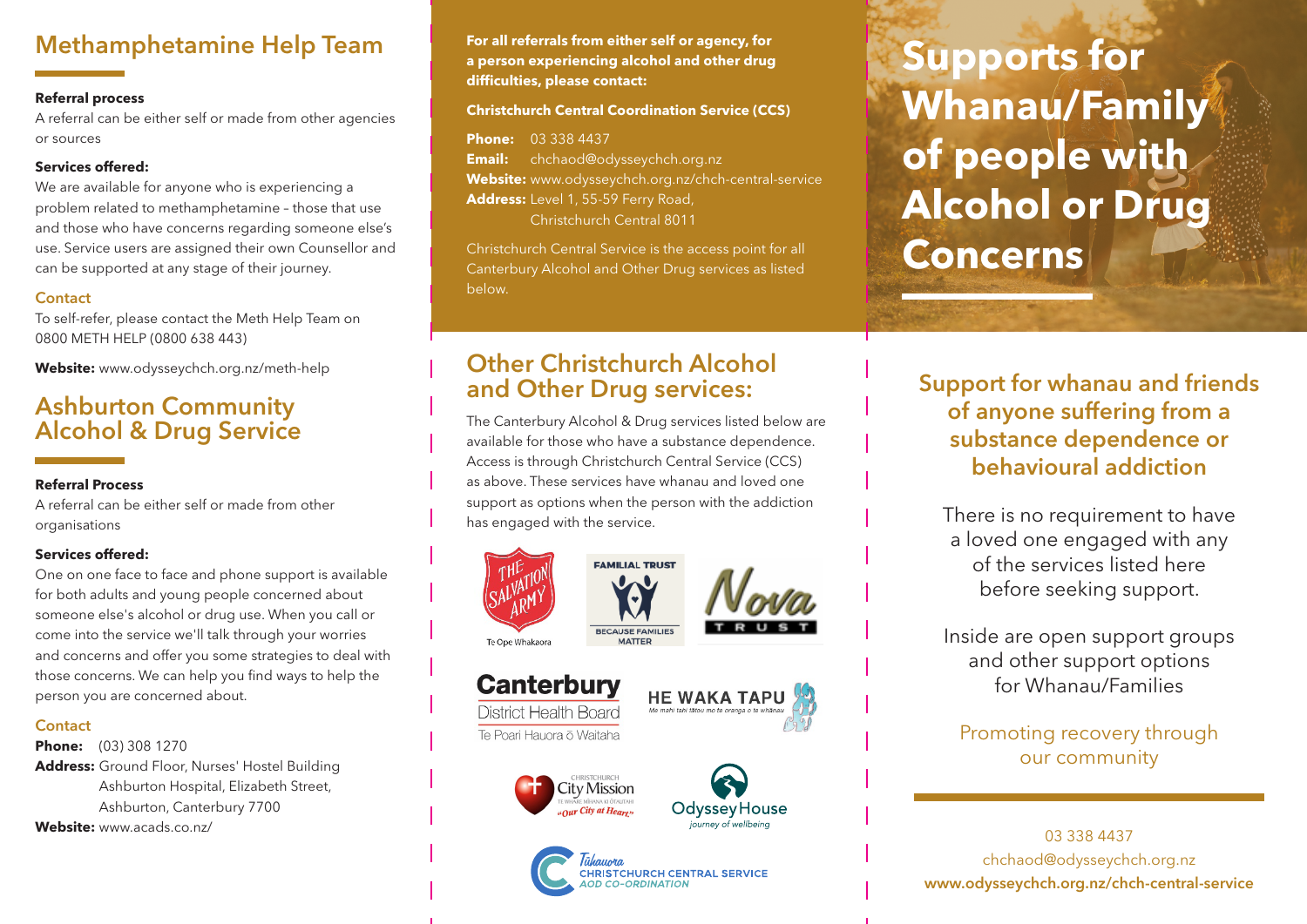## Methamphetamine Help Team

**Referral process**

A referral can be either self or made from other agencies or sources

**Services offered:**

We are available for anyone who is experiencing a problem related to methamphetamine – those that use and those who have concerns regarding someone else's use. Service users are assigned their own Counsellor and can be supported at any stage of their journey.

**Contact**

To self-refer, please contact the Meth Help Team on 0800 METH HELP (0800 638 443)

**Website:** www.odysseychch.org.nz/meth-help

## Ashburton Community Alcohol & Drug Service

**Referral Process**

A referral can be either self or made from other organisations

**Services offered:**

One on one face to face and phone support is available for both adults and young people concerned about someone else's alcohol or drug use. When you call or come into the service we'll talk through your worries and concerns and offer you some strategies to deal with those concerns. We can help you find ways to help the person you are concerned about.

**Contact**

**Phone:** (03) 308 1270

**Address:** Ground Floor, Nurses' Hostel Building Ashburton Hospital, Elizabeth Street, Ashburton, Canterbury 7700

**Website:** www.acads.co.nz/

**For all referrals from either self or agency, for a person experiencing alcohol and other drug difficulties, please contact:**

**Christchurch Central Coordination Service (CCS)**

**Phone:** 03 338 4437
**Email:** chchaod@odysseychch.org.nz
**Website:** www.odysseychch.org.nz/chch-central-service
**Address:** Level 1, 55-59 Ferry Road, Christchurch Central 8011

Christchurch Central Service is the access point for all Canterbury Alcohol and Other Drug services as listed below.

## Other Christchurch Alcohol and Other Drug services:

The Canterbury Alcohol & Drug services listed below are available for those who have a substance dependence. Access is through Christchurch Central Service (CCS) as above. These services have whanau and loved one support as options when the person with the addiction has engaged with the service.

The Salvation Army – Te Ope Whakaora
Familial Trust – Because Families Matter
Nova Trust
Canterbury District Health Board – Te Poari Hauora ō Waitaha
He Waka Tapu
Christchurch City Mission – "Our City at Heart"
Odyssey House – journey of wellbeing
Tūhauora – Christchurch Central Service AOD Co-ordination

# Supports for Whanau/Family of people with Alcohol or Drug Concerns

## Support for whanau and friends of anyone suffering from a substance dependence or behavioural addiction

There is no requirement to have a loved one engaged with any of the services listed here before seeking support.

Inside are open support groups and other support options for Whanau/Families

Promoting recovery through our community

03 338 4437
chchaod@odysseychch.org.nz
**www.odysseychch.org.nz/chch-central-service**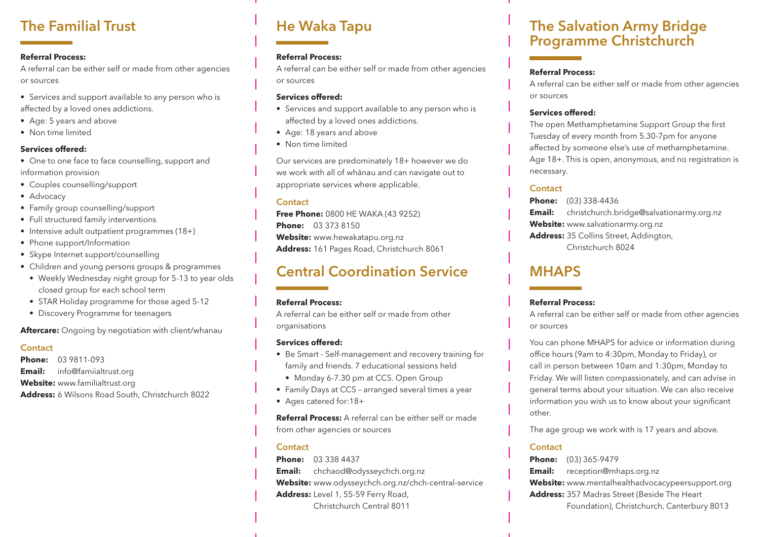## The Familial Trust

**Referral Process:**

A referral can be either self or made from other agencies or sources

- Services and support available to any person who is affected by a loved ones addictions.
- Age: 5 years and above
- Non time limited

**Services offered:**

- One to one face to face counselling, support and information provision
- Couples counselling/support
- Advocacy
- Family group counselling/support
- Full structured family interventions
- Intensive adult outpatient programmes (18+)
- Phone support/Information
- Skype Internet support/counselling
- Children and young persons groups & programmes
  - Weekly Wednesday night group for 5-13 to year olds closed group for each school term
  - STAR Holiday programme for those aged 5-12
  - Discovery Programme for teenagers

**Aftercare:** Ongoing by negotiation with client/whanau

### Contact

**Phone:** 03 9811-093
**Email:** info@famiialtrust.org
**Website:** www.familialtrust.org
**Address:** 6 Wilsons Road South, Christchurch 8022

## He Waka Tapu

**Referral Process:**

A referral can be either self or made from other agencies or sources

**Services offered:**

- Services and support available to any person who is affected by a loved ones addictions.
- Age: 18 years and above
- Non time limited

Our services are predominately 18+ however we do we work with all of whānau and can navigate out to appropriate services where applicable.

### Contact

**Free Phone:** 0800 HE WAKA (43 9252)
**Phone:** 03 373 8150
**Website:** www.hewakatapu.org.nz
**Address:** 161 Pages Road, Christchurch 8061

## Central Coordination Service

**Referral Process:**

A referral can be either self or made from other organisations

**Services offered:**

- Be Smart - Self-management and recovery training for family and friends. 7 educational sessions held
  - Monday 6-7.30 pm at CCS. Open Group
- Family Days at CCS – arranged several times a year
- Ages catered for:18+

**Referral Process:** A referral can be either self or made from other agencies or sources

### Contact

**Phone:** 03 338 4437
**Email:** chchaod@odysseychch.org.nz
**Website:** www.odysseychch.org.nz/chch-central-service
**Address:** Level 1, 55-59 Ferry Road, Christchurch Central 8011

## The Salvation Army Bridge Programme Christchurch

**Referral Process:**

A referral can be either self or made from other agencies or sources

**Services offered:**

The open Methamphetamine Support Group the first Tuesday of every month from 5.30-7pm for anyone affected by someone else's use of methamphetamine. Age 18+. This is open, anonymous, and no registration is necessary.

### Contact

**Phone:** (03) 338-4436
**Email:** christchurch.bridge@salvationarmy.org.nz
**Website:** www.salvationarmy.org.nz
**Address:** 35 Collins Street, Addington, Christchurch 8024

## MHAPS

**Referral Process:**

A referral can be either self or made from other agencies or sources

You can phone MHAPS for advice or information during office hours (9am to 4:30pm, Monday to Friday), or call in person between 10am and 1:30pm, Monday to Friday. We will listen compassionately, and can advise in general terms about your situation. We can also receive information you wish us to know about your significant other.

The age group we work with is 17 years and above.

### Contact

**Phone:** (03) 365-9479
**Email:** reception@mhaps.org.nz
**Website:** www.mentalhealthadvocacypeersupport.org
**Address:** 357 Madras Street (Beside The Heart Foundation), Christchurch, Canterbury 8013